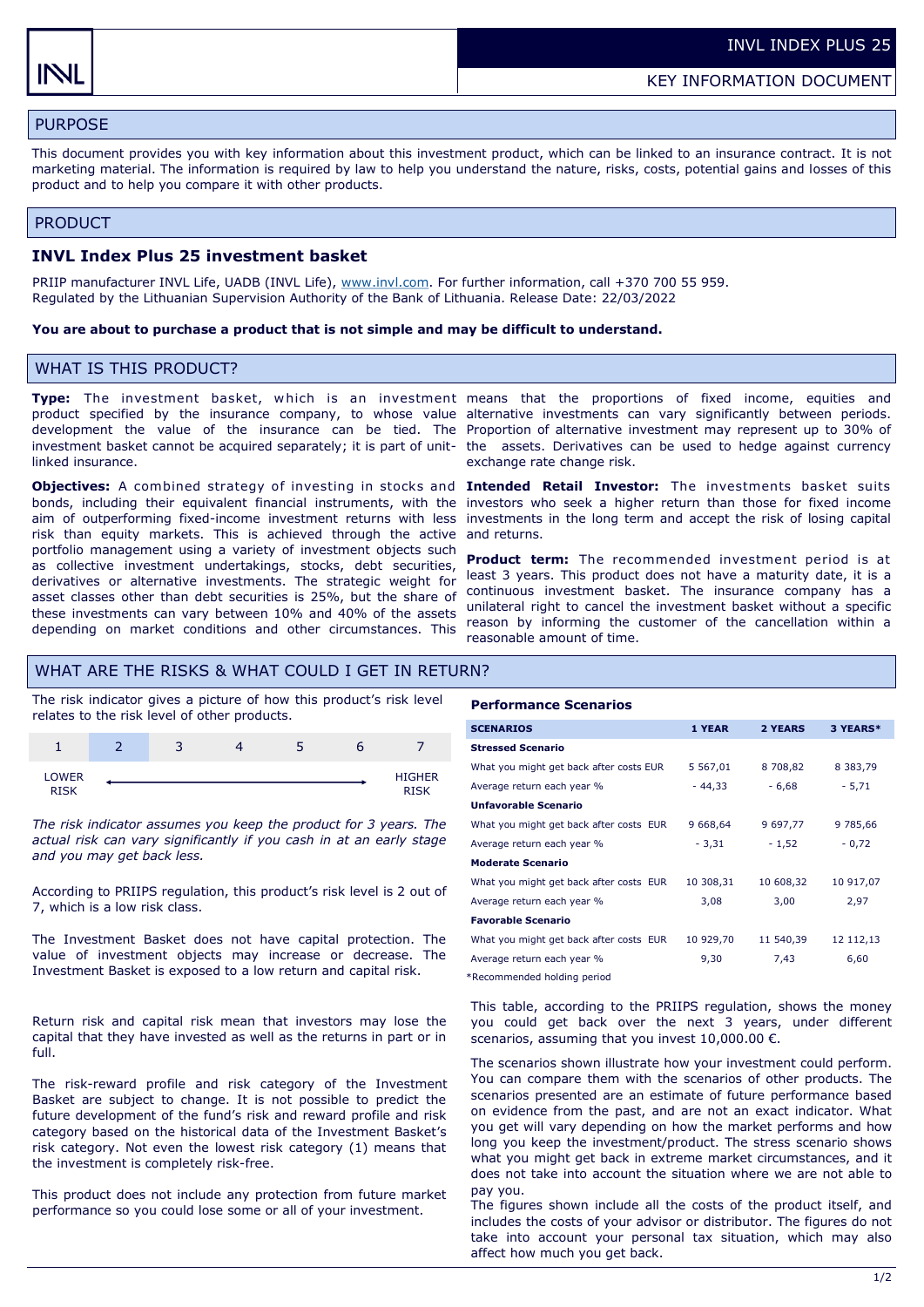INVL INDEX PLUS 25

KEY INFORMATION DOCUMENT

## PURPOSE

This document provides you with key information about this investment product, which can be linked to an insurance contract. It is not marketing material. The information is required by law to help you understand the nature, risks, costs, potential gains and losses of this product and to help you compare it with other products.

## PRODUCT

### INVL Index Plus 25 investment basket

PRIIP manufacturer INVL Life, UADB (INVL Life), www.invl.com. For further information, call +370 700 55 959.
Regulated by the Lithuanian Supervision Authority of the Bank of Lithuania. Release Date: 22/03/2022

**You are about to purchase a product that is not simple and may be difficult to understand.**

## WHAT IS THIS PRODUCT?

**Type:** The investment basket, which is an investment product specified by the insurance company, to whose value development the value of the insurance can be tied. The investment basket cannot be acquired separately; it is part of unit-linked insurance.

**Objectives:** A combined strategy of investing in stocks and bonds, including their equivalent financial instruments, with the aim of outperforming fixed-income investment returns with less risk than equity markets. This is achieved through the active portfolio management using a variety of investment objects such as collective investment undertakings, stocks, debt securities, derivatives or alternative investments. The strategic weight for asset classes other than debt securities is 25%, but the share of these investments can vary between 10% and 40% of the assets depending on market conditions and other circumstances. This means that the proportions of fixed income, equities and alternative investments can vary significantly between periods. Proportion of alternative investment may represent up to 30% of the assets. Derivatives can be used to hedge against currency exchange rate change risk.

**Intended Retail Investor:** The investments basket suits investors who seek a higher return than those for fixed income investments in the long term and accept the risk of losing capital and returns.

**Product term:** The recommended investment period is at least 3 years. This product does not have a maturity date, it is a continuous investment basket. The insurance company has a unilateral right to cancel the investment basket without a specific reason by informing the customer of the cancellation within a reasonable amount of time.

## WHAT ARE THE RISKS & WHAT COULD I GET IN RETURN?

The risk indicator gives a picture of how this product's risk level relates to the risk level of other products.

| 1 | **2** | 3 | 4 | 5 | 6 | 7 |
|---|---|---|---|---|---|---|
| LOWER RISK | | | | | | HIGHER RISK |

*The risk indicator assumes you keep the product for 3 years. The actual risk can vary significantly if you cash in at an early stage and you may get back less.*

According to PRIIPS regulation, this product's risk level is 2 out of 7, which is a low risk class.

The Investment Basket does not have capital protection. The value of investment objects may increase or decrease. The Investment Basket is exposed to a low return and capital risk.

Return risk and capital risk mean that investors may lose the capital that they have invested as well as the returns in part or in full.

The risk-reward profile and risk category of the Investment Basket are subject to change. It is not possible to predict the future development of the fund's risk and reward profile and risk category based on the historical data of the Investment Basket's risk category. Not even the lowest risk category (1) means that the investment is completely risk-free.

This product does not include any protection from future market performance so you could lose some or all of your investment.

### Performance Scenarios

| SCENARIOS | 1 YEAR | 2 YEARS | 3 YEARS* |
|---|---|---|---|
| **Stressed Scenario** | | | |
| What you might get back after costs EUR | 5 567,01 | 8 708,82 | 8 383,79 |
| Average return each year % | - 44,33 | - 6,68 | - 5,71 |
| **Unfavorable Scenario** | | | |
| What you might get back after costs EUR | 9 668,64 | 9 697,77 | 9 785,66 |
| Average return each year % | - 3,31 | - 1,52 | - 0,72 |
| **Moderate Scenario** | | | |
| What you might get back after costs EUR | 10 308,31 | 10 608,32 | 10 917,07 |
| Average return each year % | 3,08 | 3,00 | 2,97 |
| **Favorable Scenario** | | | |
| What you might get back after costs EUR | 10 929,70 | 11 540,39 | 12 112,13 |
| Average return each year % | 9,30 | 7,43 | 6,60 |

*Recommended holding period

This table, according to the PRIIPS regulation, shows the money you could get back over the next 3 years, under different scenarios, assuming that you invest 10,000.00 €.

The scenarios shown illustrate how your investment could perform. You can compare them with the scenarios of other products. The scenarios presented are an estimate of future performance based on evidence from the past, and are not an exact indicator. What you get will vary depending on how the market performs and how long you keep the investment/product. The stress scenario shows what you might get back in extreme market circumstances, and it does not take into account the situation where we are not able to pay you.

The figures shown include all the costs of the product itself, and includes the costs of your advisor or distributor. The figures do not take into account your personal tax situation, which may also affect how much you get back.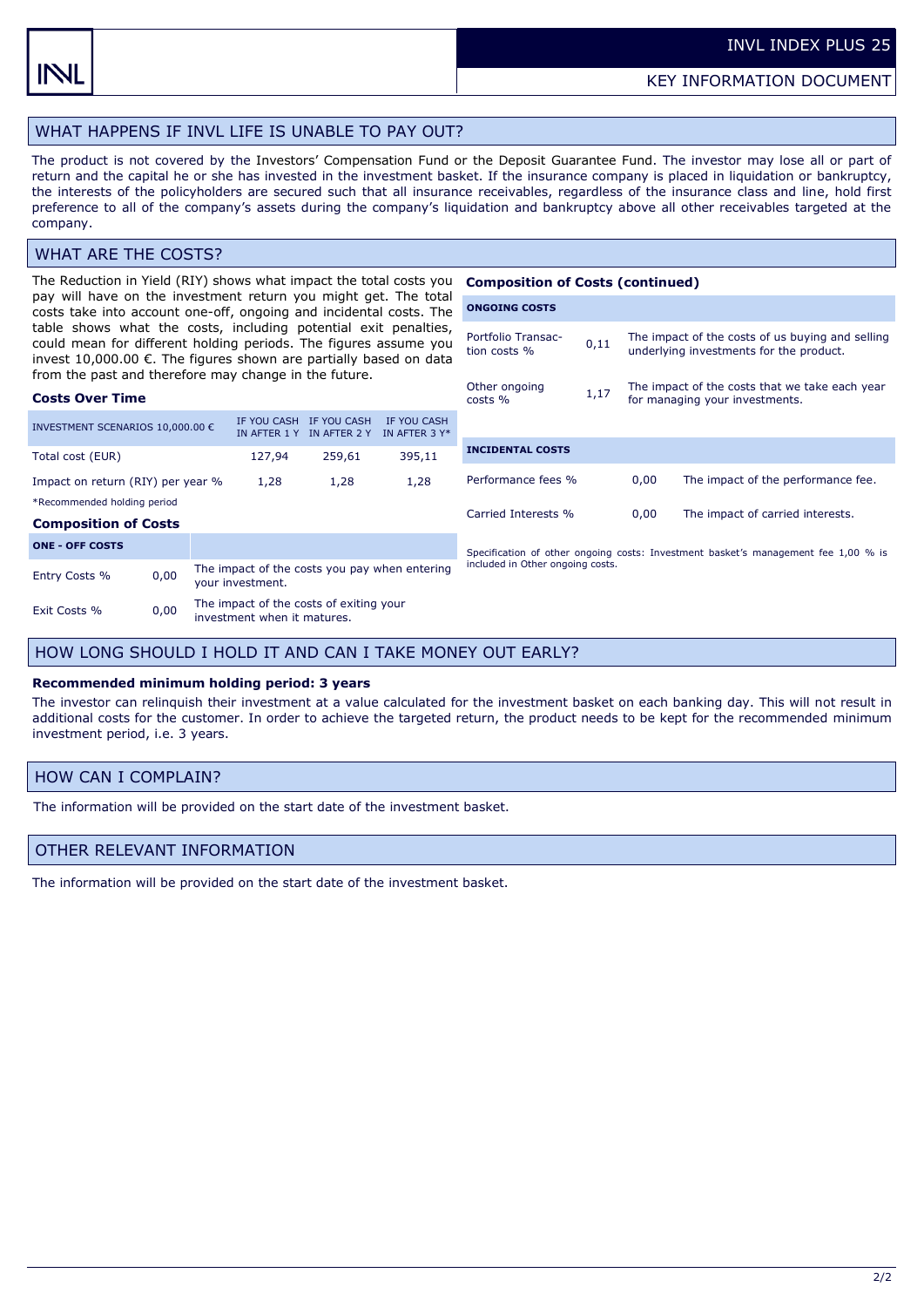## WHAT HAPPENS IF INVL LIFE IS UNABLE TO PAY OUT?

The product is not covered by the Investors' Compensation Fund or the Deposit Guarantee Fund. The investor may lose all or part of return and the capital he or she has invested in the investment basket. If the insurance company is placed in liquidation or bankruptcy, the interests of the policyholders are secured such that all insurance receivables, regardless of the insurance class and line, hold first preference to all of the company's assets during the company's liquidation and bankruptcy above all other receivables targeted at the company.

## WHAT ARE THE COSTS?

The Reduction in Yield (RIY) shows what impact the total costs you pay will have on the investment return you might get. The total costs take into account one-off, ongoing and incidental costs. The table shows what the costs, including potential exit penalties, could mean for different holding periods. The figures assume you invest 10,000.00 €. The figures shown are partially based on data from the past and therefore may change in the future.

### Costs Over Time

| INVESTMENT SCENARIOS 10,000.00 € | IF YOU CASH IN AFTER 1 Y | IF YOU CASH IN AFTER 2 Y | IF YOU CASH IN AFTER 3 Y* |
|---|---|---|---|
| Total cost (EUR) | 127,94 | 259,61 | 395,11 |
| Impact on return (RIY) per year % | 1,28 | 1,28 | 1,28 |

*Recommended holding period

### Composition of Costs

| ONE - OFF COSTS | | |
|---|---|---|
| Entry Costs % | 0,00 | The impact of the costs you pay when entering your investment. |
| Exit Costs % | 0,00 | The impact of the costs of exiting your investment when it matures. |

### Composition of Costs (continued)

| ONGOING COSTS | | |
|---|---|---|
| Portfolio Transaction costs % | 0,11 | The impact of the costs of us buying and selling underlying investments for the product. |
| Other ongoing costs % | 1,17 | The impact of the costs that we take each year for managing your investments. |

| INCIDENTAL COSTS | | |
|---|---|---|
| Performance fees % | 0,00 | The impact of the performance fee. |
| Carried Interests % | 0,00 | The impact of carried interests. |

Specification of other ongoing costs: Investment basket's management fee 1,00 % is included in Other ongoing costs.

## HOW LONG SHOULD I HOLD IT AND CAN I TAKE MONEY OUT EARLY?

**Recommended minimum holding period: 3 years**

The investor can relinquish their investment at a value calculated for the investment basket on each banking day. This will not result in additional costs for the customer. In order to achieve the targeted return, the product needs to be kept for the recommended minimum investment period, i.e. 3 years.

## HOW CAN I COMPLAIN?

The information will be provided on the start date of the investment basket.

## OTHER RELEVANT INFORMATION

The information will be provided on the start date of the investment basket.